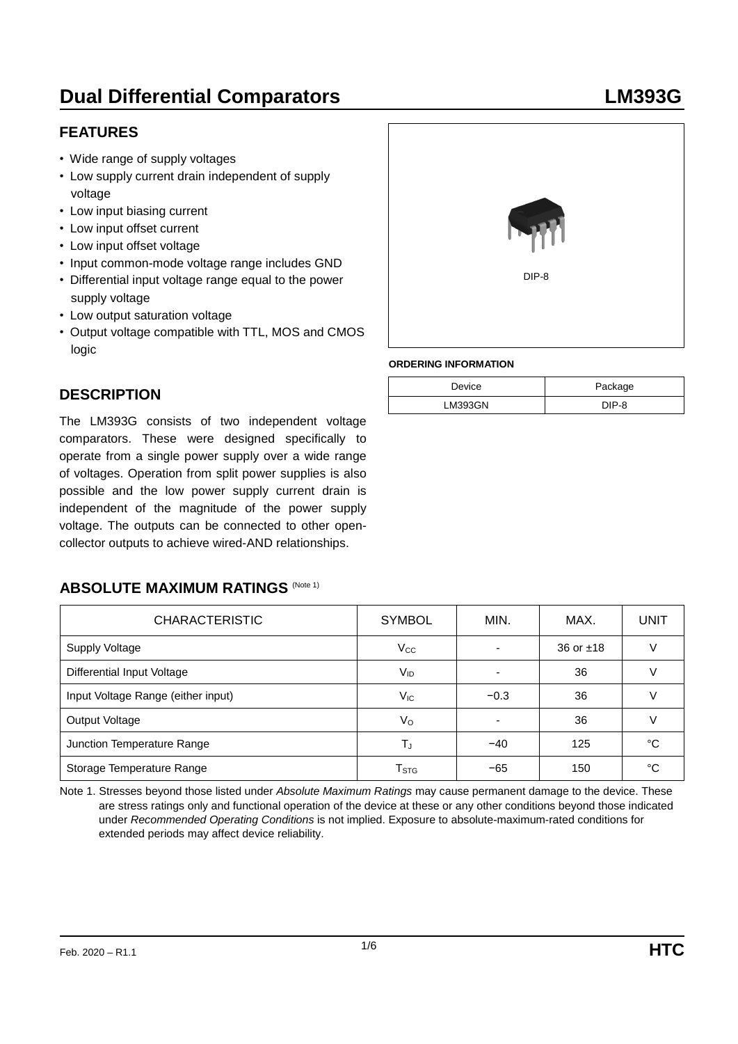# Dual Differential Comparators LM393G

## FEATURES

- Wide range of supply voltages
- Low supply current drain independent of supply voltage
- Low input biasing current
- Low input offset current
- Low input offset voltage
- Input common-mode voltage range includes GND
- Differential input voltage range equal to the power supply voltage
- Low output saturation voltage
- Output voltage compatible with TTL, MOS and CMOS logic

DIP-8

**ORDERING INFORMATION**

| Device | Package |
|---|---|
| LM393GN | DIP-8 |

## DESCRIPTION

The LM393G consists of two independent voltage comparators. These were designed specifically to operate from a single power supply over a wide range of voltages. Operation from split power supplies is also possible and the low power supply current drain is independent of the magnitude of the power supply voltage. The outputs can be connected to other open-collector outputs to achieve wired-AND relationships.

## ABSOLUTE MAXIMUM RATINGS (Note 1)

| CHARACTERISTIC | SYMBOL | MIN. | MAX. | UNIT |
|---|---|---|---|---|
| Supply Voltage | $V_{CC}$ | - | 36 or ±18 | V |
| Differential Input Voltage | $V_{ID}$ | - | 36 | V |
| Input Voltage Range (either input) | $V_{IC}$ | −0.3 | 36 | V |
| Output Voltage | $V_O$ | - | 36 | V |
| Junction Temperature Range | $T_J$ | −40 | 125 | °C |
| Storage Temperature Range | $T_{STG}$ | −65 | 150 | °C |

Note 1. Stresses beyond those listed under *Absolute Maximum Ratings* may cause permanent damage to the device. These are stress ratings only and functional operation of the device at these or any other conditions beyond those indicated under *Recommended Operating Conditions* is not implied. Exposure to absolute-maximum-rated conditions for extended periods may affect device reliability.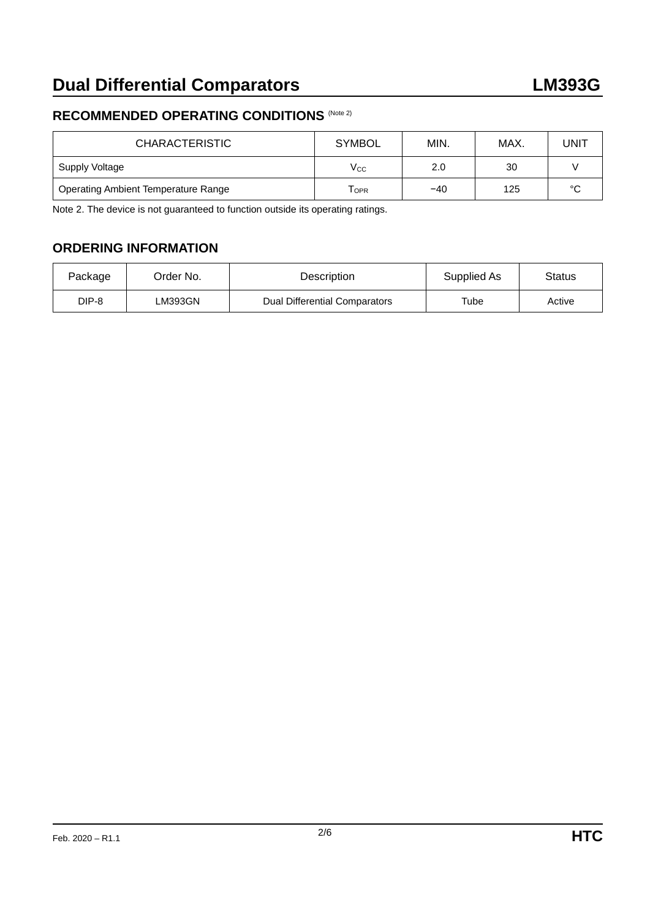## RECOMMENDED OPERATING CONDITIONS (Note 2)

| CHARACTERISTIC | SYMBOL | MIN. | MAX. | UNIT |
|---|---|---|---|---|
| Supply Voltage | $V_{CC}$ | 2.0 | 30 | V |
| Operating Ambient Temperature Range | $T_{OPR}$ | −40 | 125 | °C |

Note 2. The device is not guaranteed to function outside its operating ratings.

## ORDERING INFORMATION

| Package | Order No. | Description | Supplied As | Status |
|---|---|---|---|---|
| DIP-8 | LM393GN | Dual Differential Comparators | Tube | Active |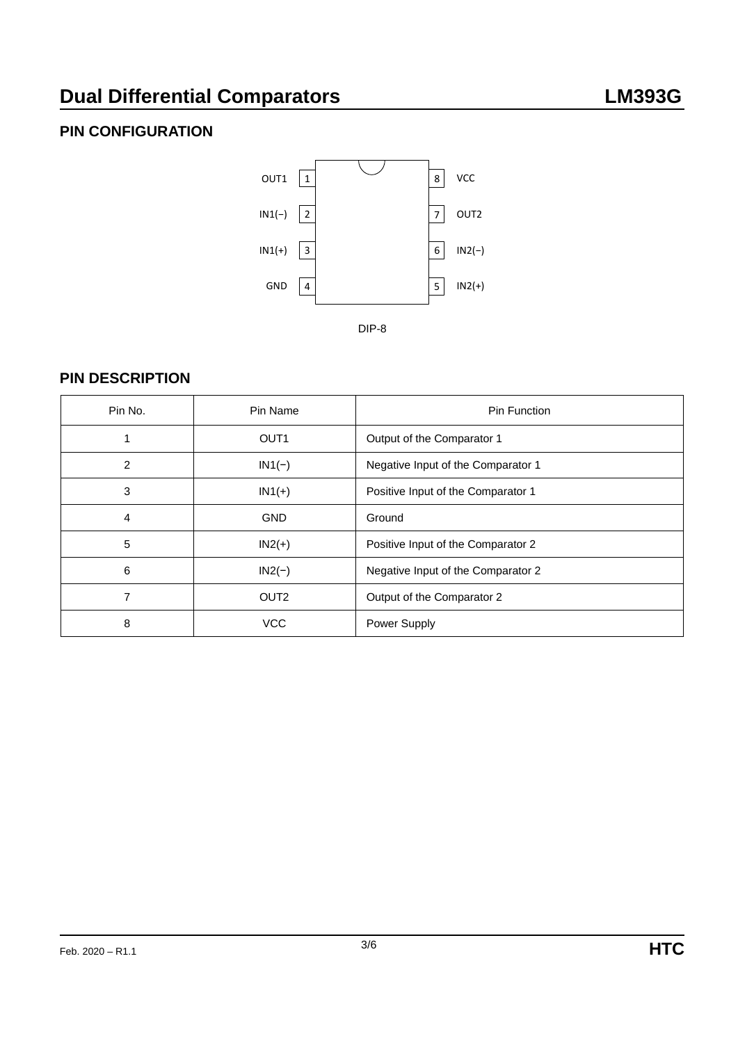## PIN CONFIGURATION

| | | | |
|---|---|---|---|
| OUT1 | 1 | 8 | VCC |
| IN1(−) | 2 | 7 | OUT2 |
| IN1(+) | 3 | 6 | IN2(−) |
| GND | 4 | 5 | IN2(+) |

DIP-8

## PIN DESCRIPTION

| Pin No. | Pin Name | Pin Function |
|---|---|---|
| 1 | OUT1 | Output of the Comparator 1 |
| 2 | IN1(−) | Negative Input of the Comparator 1 |
| 3 | IN1(+) | Positive Input of the Comparator 1 |
| 4 | GND | Ground |
| 5 | IN2(+) | Positive Input of the Comparator 2 |
| 6 | IN2(−) | Negative Input of the Comparator 2 |
| 7 | OUT2 | Output of the Comparator 2 |
| 8 | VCC | Power Supply |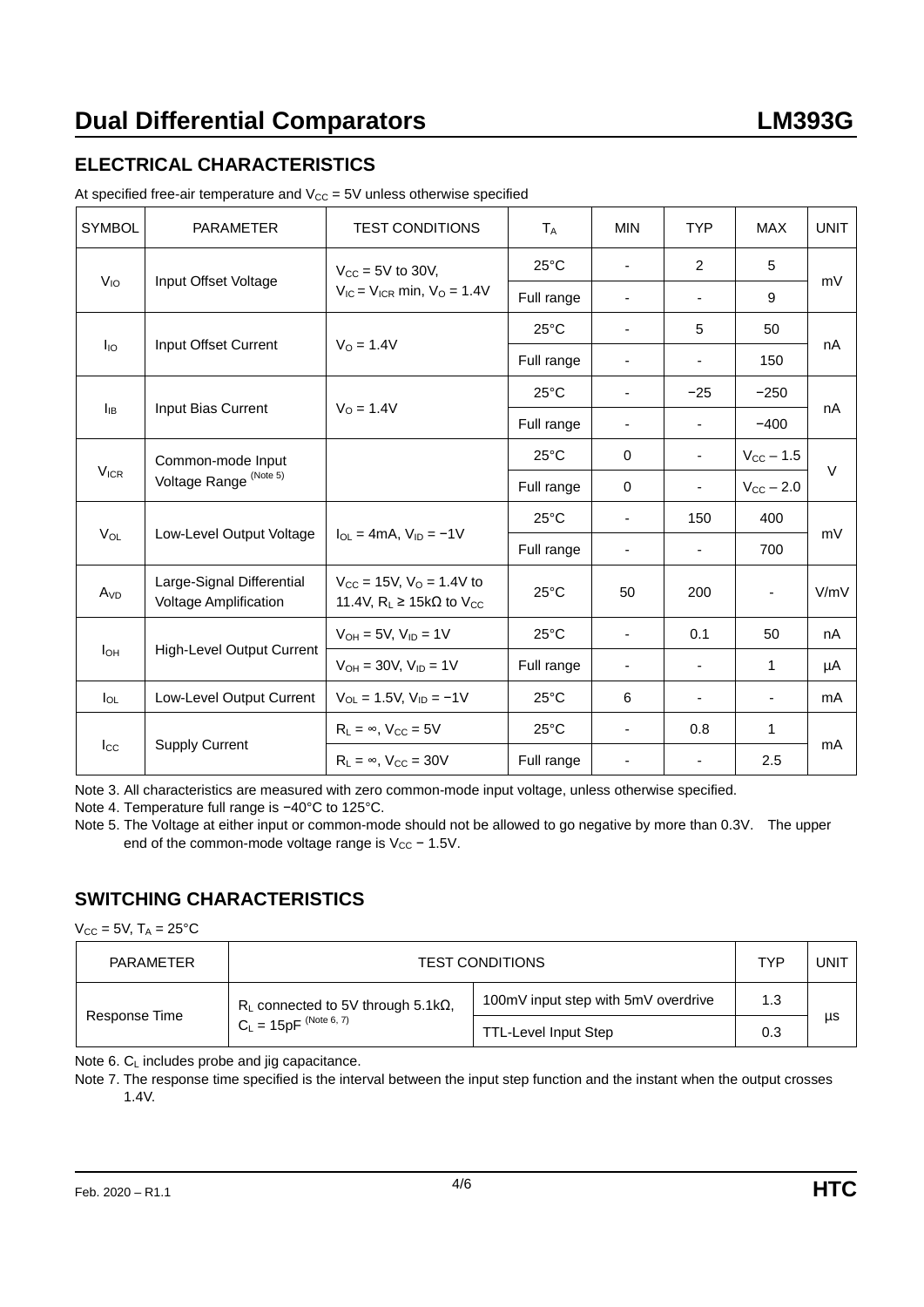# Dual Differential Comparators LM393G

## ELECTRICAL CHARACTERISTICS

At specified free-air temperature and $V_{CC}$ = 5V unless otherwise specified

| SYMBOL | PARAMETER | TEST CONDITIONS | $T_A$ | MIN | TYP | MAX | UNIT |
|---|---|---|---|---|---|---|---|
| $V_{IO}$ | Input Offset Voltage | $V_{CC}$ = 5V to 30V, $V_{IC} = V_{ICR}$ min, $V_O$ = 1.4V | 25°C | - | 2 | 5 | mV |
| | | | Full range | - | - | 9 | |
| $I_{IO}$ | Input Offset Current | $V_O$ = 1.4V | 25°C | - | 5 | 50 | nA |
| | | | Full range | - | - | 150 | |
| $I_{IB}$ | Input Bias Current | $V_O$ = 1.4V | 25°C | - | −25 | −250 | nA |
| | | | Full range | - | - | −400 | |
| $V_{ICR}$ | Common-mode Input Voltage Range (Note 5) | | 25°C | 0 | - | $V_{CC} - 1.5$ | V |
| | | | Full range | 0 | - | $V_{CC} - 2.0$ | |
| $V_{OL}$ | Low-Level Output Voltage | $I_{OL}$ = 4mA, $V_{ID}$ = −1V | 25°C | - | 150 | 400 | mV |
| | | | Full range | - | - | 700 | |
| $A_{VD}$ | Large-Signal Differential Voltage Amplification | $V_{CC}$ = 15V, $V_O$ = 1.4V to 11.4V, $R_L$ ≥ 15kΩ to $V_{CC}$ | 25°C | 50 | 200 | - | V/mV |
| $I_{OH}$ | High-Level Output Current | $V_{OH}$ = 5V, $V_{ID}$ = 1V | 25°C | - | 0.1 | 50 | nA |
| | | $V_{OH}$ = 30V, $V_{ID}$ = 1V | Full range | - | - | 1 | μA |
| $I_{OL}$ | Low-Level Output Current | $V_{OL}$ = 1.5V, $V_{ID}$ = −1V | 25°C | 6 | - | - | mA |
| $I_{CC}$ | Supply Current | $R_L$ = ∞, $V_{CC}$ = 5V | 25°C | - | 0.8 | 1 | mA |
| | | $R_L$ = ∞, $V_{CC}$ = 30V | Full range | - | - | 2.5 | |

Note 3. All characteristics are measured with zero common-mode input voltage, unless otherwise specified.

Note 4. Temperature full range is −40°C to 125°C.

Note 5. The Voltage at either input or common-mode should not be allowed to go negative by more than 0.3V. The upper end of the common-mode voltage range is $V_{CC}$ − 1.5V.

## SWITCHING CHARACTERISTICS

$V_{CC}$ = 5V, $T_A$ = 25°C

| PARAMETER | TEST CONDITIONS | | TYP | UNIT |
|---|---|---|---|---|
| Response Time | $R_L$ connected to 5V through 5.1kΩ, $C_L$ = 15pF (Note 6, 7) | 100mV input step with 5mV overdrive | 1.3 | μs |
| | | TTL-Level Input Step | 0.3 | |

Note 6. $C_L$ includes probe and jig capacitance.

Note 7. The response time specified is the interval between the input step function and the instant when the output crosses 1.4V.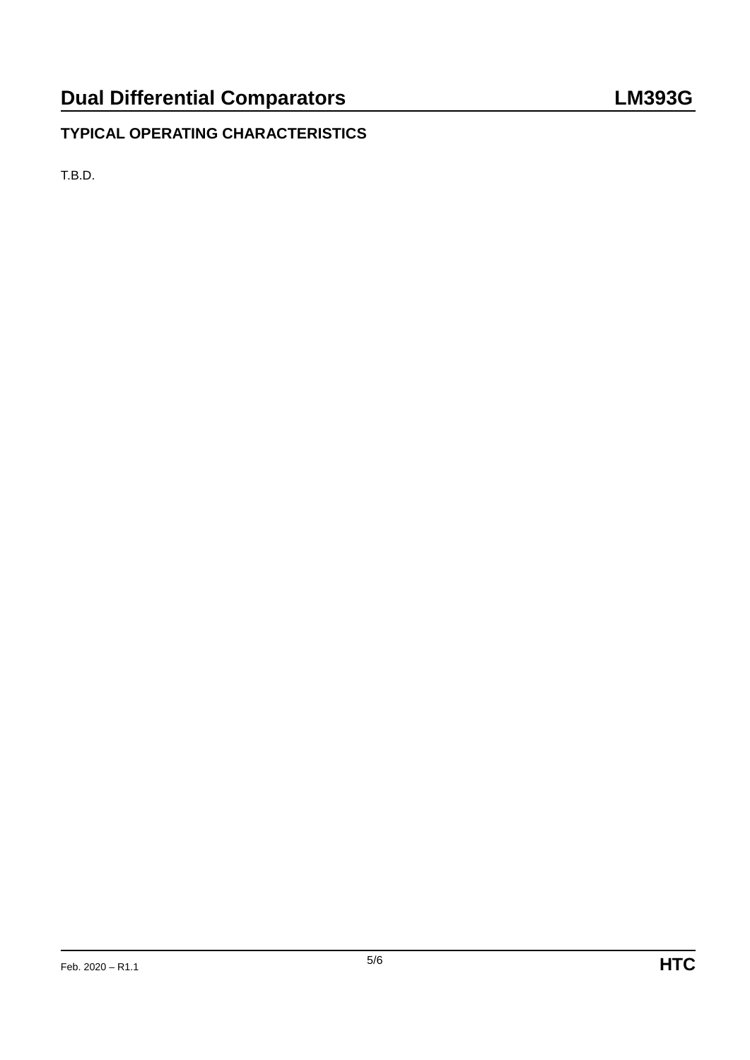## TYPICAL OPERATING CHARACTERISTICS

T.B.D.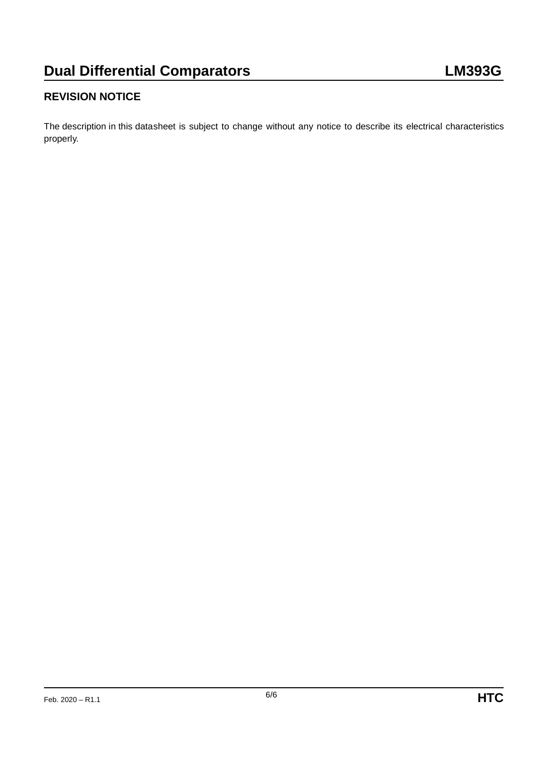## REVISION NOTICE

The description in this datasheet is subject to change without any notice to describe its electrical characteristics properly.